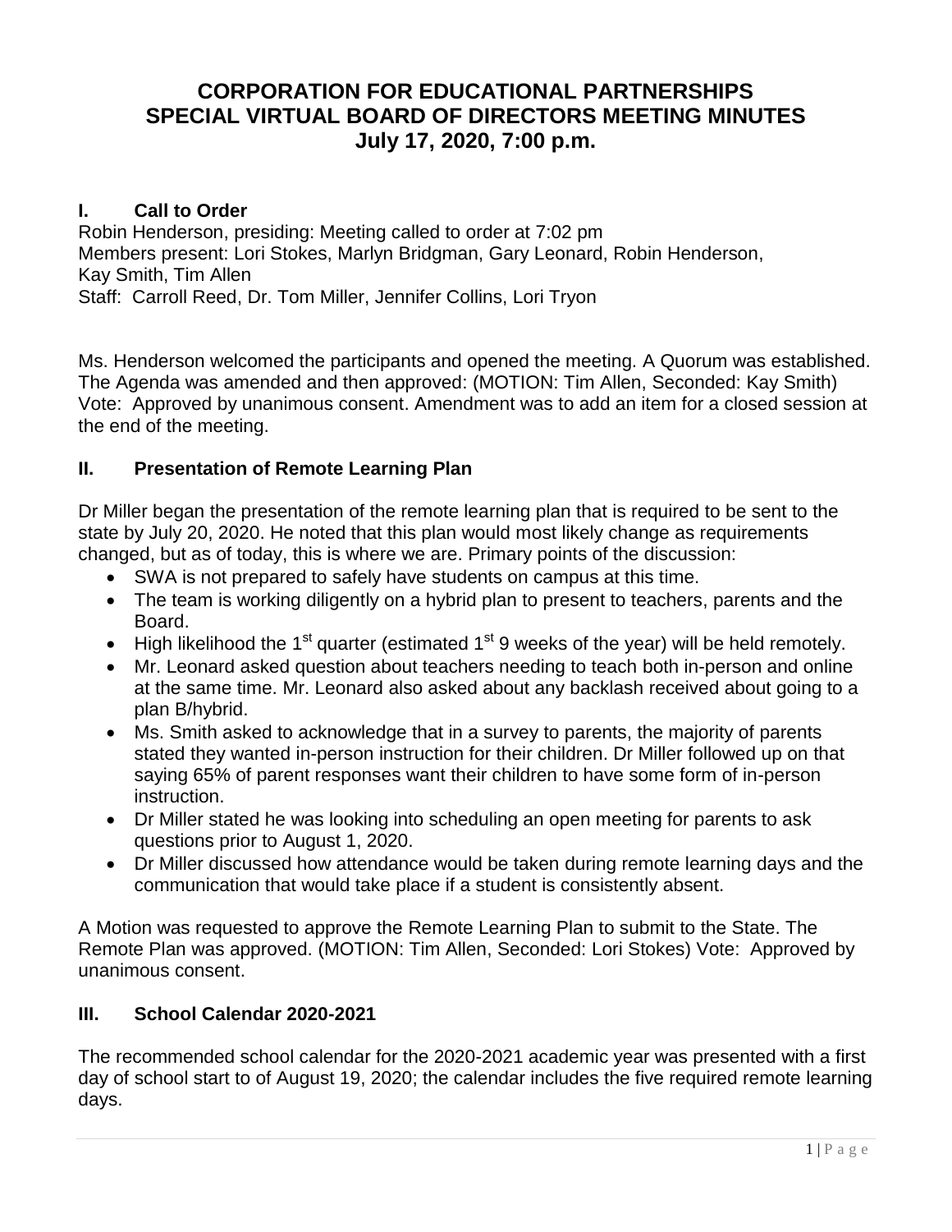# CORPORATION FOR EDUCATIONAL PARTNERSHIPS
# SPECIAL VIRTUAL BOARD OF DIRECTORS MEETING MINUTES
# July 17, 2020, 7:00 p.m.

## I. Call to Order

Robin Henderson, presiding: Meeting called to order at 7:02 pm
Members present: Lori Stokes, Marlyn Bridgman, Gary Leonard, Robin Henderson, Kay Smith, Tim Allen
Staff: Carroll Reed, Dr. Tom Miller, Jennifer Collins, Lori Tryon

Ms. Henderson welcomed the participants and opened the meeting. A Quorum was established. The Agenda was amended and then approved: (MOTION: Tim Allen, Seconded: Kay Smith) Vote: Approved by unanimous consent. Amendment was to add an item for a closed session at the end of the meeting.

## II. Presentation of Remote Learning Plan

Dr Miller began the presentation of the remote learning plan that is required to be sent to the state by July 20, 2020. He noted that this plan would most likely change as requirements changed, but as of today, this is where we are. Primary points of the discussion:

- SWA is not prepared to safely have students on campus at this time.
- The team is working diligently on a hybrid plan to present to teachers, parents and the Board.
- High likelihood the 1st quarter (estimated 1st 9 weeks of the year) will be held remotely.
- Mr. Leonard asked question about teachers needing to teach both in-person and online at the same time. Mr. Leonard also asked about any backlash received about going to a plan B/hybrid.
- Ms. Smith asked to acknowledge that in a survey to parents, the majority of parents stated they wanted in-person instruction for their children. Dr Miller followed up on that saying 65% of parent responses want their children to have some form of in-person instruction.
- Dr Miller stated he was looking into scheduling an open meeting for parents to ask questions prior to August 1, 2020.
- Dr Miller discussed how attendance would be taken during remote learning days and the communication that would take place if a student is consistently absent.

A Motion was requested to approve the Remote Learning Plan to submit to the State. The Remote Plan was approved. (MOTION: Tim Allen, Seconded: Lori Stokes) Vote: Approved by unanimous consent.

## III. School Calendar 2020-2021

The recommended school calendar for the 2020-2021 academic year was presented with a first day of school start to of August 19, 2020; the calendar includes the five required remote learning days.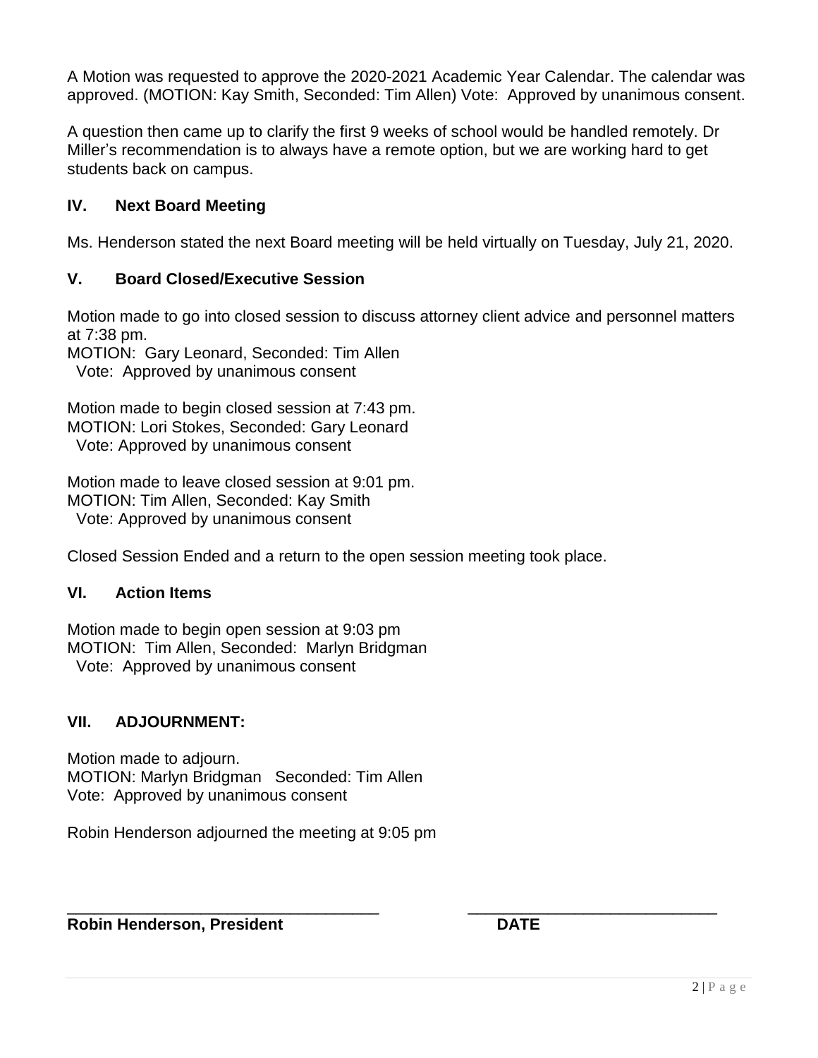A Motion was requested to approve the 2020-2021 Academic Year Calendar. The calendar was approved. (MOTION: Kay Smith, Seconded: Tim Allen) Vote: Approved by unanimous consent.

A question then came up to clarify the first 9 weeks of school would be handled remotely. Dr Miller's recommendation is to always have a remote option, but we are working hard to get students back on campus.

## IV. Next Board Meeting

Ms. Henderson stated the next Board meeting will be held virtually on Tuesday, July 21, 2020.

## V. Board Closed/Executive Session

Motion made to go into closed session to discuss attorney client advice and personnel matters at 7:38 pm.
MOTION: Gary Leonard, Seconded: Tim Allen
Vote: Approved by unanimous consent

Motion made to begin closed session at 7:43 pm.
MOTION: Lori Stokes, Seconded: Gary Leonard
Vote: Approved by unanimous consent

Motion made to leave closed session at 9:01 pm.
MOTION: Tim Allen, Seconded: Kay Smith
Vote: Approved by unanimous consent

Closed Session Ended and a return to the open session meeting took place.

## VI. Action Items

Motion made to begin open session at 9:03 pm
MOTION: Tim Allen, Seconded: Marlyn Bridgman
Vote: Approved by unanimous consent

## VII. ADJOURNMENT:

Motion made to adjourn.
MOTION: Marlyn Bridgman Seconded: Tim Allen
Vote: Approved by unanimous consent

Robin Henderson adjourned the meeting at 9:05 pm

\_\_\_\_\_\_\_\_\_\_\_\_\_\_\_\_\_\_\_\_\_\_\_\_\_\_\_\_\_\_\_\_\_\_\_\_ \_\_\_\_\_\_\_\_\_\_\_\_\_\_\_\_\_\_\_\_\_\_\_\_\_\_\_\_\_\_

**Robin Henderson, President** **DATE**